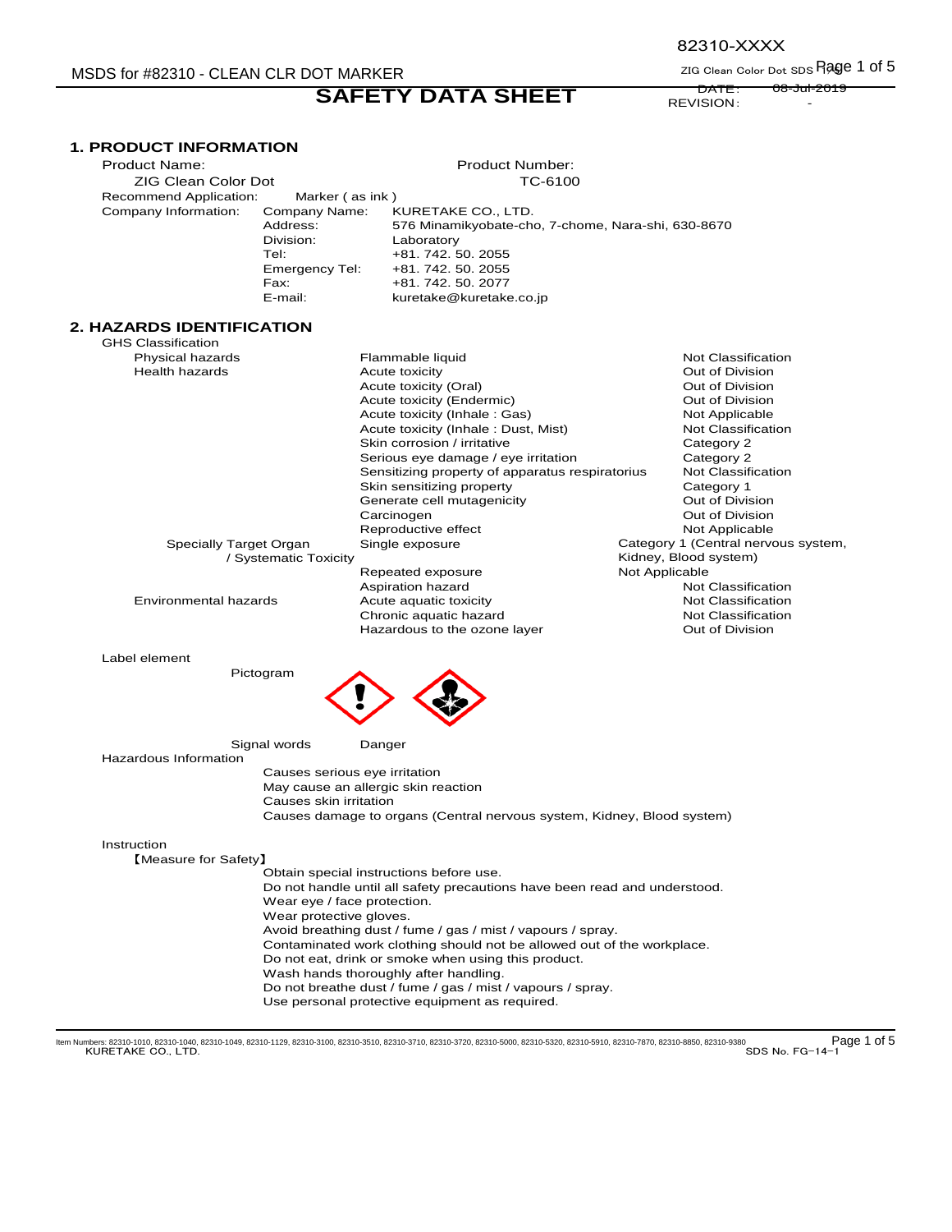# SAFETY DATA SHEET

82310-XXXX

DATE: 08-Jul-2019
REVISION: -

## 1. PRODUCT INFORMATION

| | | |
|---|---|---|
| Product Name: | | Product Number: |
| ZIG Clean Color Dot | | TC-6100 |
| Recommend Application: | Marker ( as ink ) | |
| Company Information: | Company Name: | KURETAKE CO., LTD. |
| | Address: | 576 Minamikyobate-cho, 7-chome, Nara-shi, 630-8670 |
| | Division: | Laboratory |
| | Tel: | +81. 742. 50. 2055 |
| | Emergency Tel: | +81. 742. 50. 2055 |
| | Fax: | +81. 742. 50. 2077 |
| | E-mail: | kuretake@kuretake.co.jp |

## 2. HAZARDS IDENTIFICATION

GHS Classification

| | | |
|---|---|---|
| Physical hazards | Flammable liquid | Not Classification |
| Health hazards | Acute toxicity | Out of Division |
| | Acute toxicity (Oral) | Out of Division |
| | Acute toxicity (Endermic) | Out of Division |
| | Acute toxicity (Inhale : Gas) | Not Applicable |
| | Acute toxicity (Inhale : Dust, Mist) | Not Classification |
| | Skin corrosion / irritative | Category 2 |
| | Serious eye damage / eye irritation | Category 2 |
| | Sensitizing property of apparatus respiratorius | Not Classification |
| | Skin sensitizing property | Category 1 |
| | Generate cell mutagenicity | Out of Division |
| | Carcinogen | Out of Division |
| | Reproductive effect | Not Applicable |
| Specially Target Organ / Systematic Toxicity | Single exposure | Category 1 (Central nervous system, Kidney, Blood system) |
| | Repeated exposure | Not Applicable |
| | Aspiration hazard | Not Classification |
| Environmental hazards | Acute aquatic toxicity | Not Classification |
| | Chronic aquatic hazard | Not Classification |
| | Hazardous to the ozone layer | Out of Division |

Label element

Pictogram

Signal words: Danger

Hazardous Information

- Causes serious eye irritation
- May cause an allergic skin reaction
- Causes skin irritation
- Causes damage to organs (Central nervous system, Kidney, Blood system)

Instruction

【Measure for Safety】

- Obtain special instructions before use.
- Do not handle until all safety precautions have been read and understood.
- Wear eye / face protection.
- Wear protective gloves.
- Avoid breathing dust / fume / gas / mist / vapours / spray.
- Contaminated work clothing should not be allowed out of the workplace.
- Do not eat, drink or smoke when using this product.
- Wash hands thoroughly after handling.
- Do not breathe dust / fume / gas / mist / vapours / spray.
- Use personal protective equipment as required.

Item Numbers: 82310-1010, 82310-1040, 82310-1049, 82310-1129, 82310-3100, 82310-3510, 82310-3710, 82310-3720, 82310-5000, 82310-5320, 82310-5910, 82310-7870, 82310-8850, 82310-9380

SDS No. FG−14−1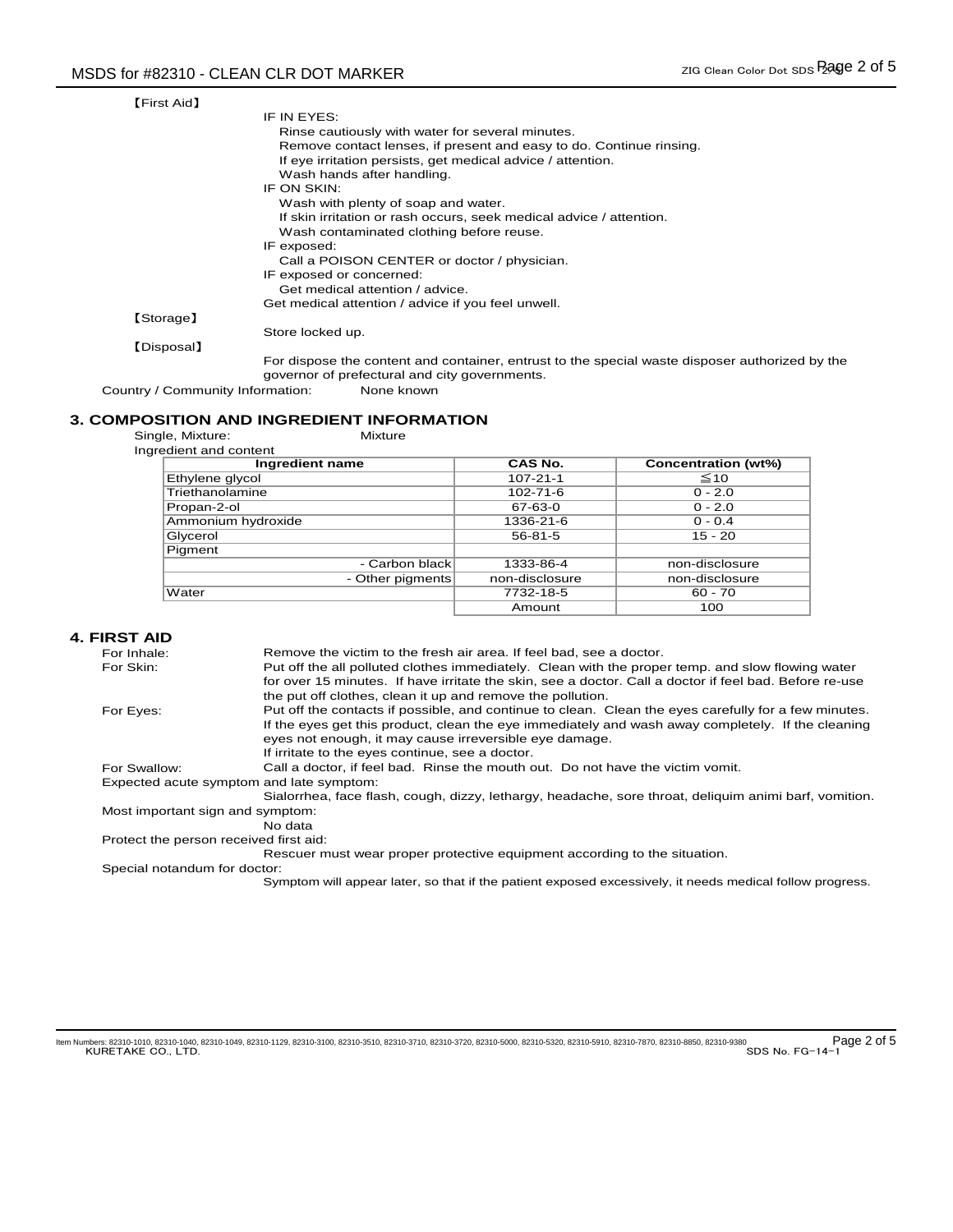【First Aid】

IF IN EYES:

Rinse cautiously with water for several minutes.
Remove contact lenses, if present and easy to do. Continue rinsing.
If eye irritation persists, get medical advice / attention.
Wash hands after handling.

IF ON SKIN:

Wash with plenty of soap and water.
If skin irritation or rash occurs, seek medical advice / attention.
Wash contaminated clothing before reuse.

IF exposed:

Call a POISON CENTER or doctor / physician.

IF exposed or concerned:

Get medical attention / advice.

Get medical attention / advice if you feel unwell.

【Storage】

Store locked up.

【Disposal】

For dispose the content and container, entrust to the special waste disposer authorized by the governor of prefectural and city governments.

Country / Community Information: None known

## 3. COMPOSITION AND INGREDIENT INFORMATION

Single, Mixture: Mixture

Ingredient and content

| Ingredient name | CAS No. | Concentration (wt%) |
|---|---|---|
| Ethylene glycol | 107-21-1 | ≦10 |
| Triethanolamine | 102-71-6 | 0 - 2.0 |
| Propan-2-ol | 67-63-0 | 0 - 2.0 |
| Ammonium hydroxide | 1336-21-6 | 0 - 0.4 |
| Glycerol | 56-81-5 | 15 - 20 |
| Pigment | | |
| - Carbon black | 1333-86-4 | non-disclosure |
| - Other pigments | non-disclosure | non-disclosure |
| Water | 7732-18-5 | 60 - 70 |
| | Amount | 100 |

## 4. FIRST AID

For Inhale: Remove the victim to the fresh air area. If feel bad, see a doctor.

For Skin: Put off the all polluted clothes immediately. Clean with the proper temp. and slow flowing water for over 15 minutes. If have irritate the skin, see a doctor. Call a doctor if feel bad. Before re-use the put off clothes, clean it up and remove the pollution.

For Eyes: Put off the contacts if possible, and continue to clean. Clean the eyes carefully for a few minutes. If the eyes get this product, clean the eye immediately and wash away completely. If the cleaning eyes not enough, it may cause irreversible eye damage.
If irritate to the eyes continue, see a doctor.

For Swallow: Call a doctor, if feel bad. Rinse the mouth out. Do not have the victim vomit.

Expected acute symptom and late symptom:

Sialorrhea, face flash, cough, dizzy, lethargy, headache, sore throat, deliquim animi barf, vomition.

Most important sign and symptom:

No data

Protect the person received first aid:

Rescuer must wear proper protective equipment according to the situation.

Special notandum for doctor:

Symptom will appear later, so that if the patient exposed excessively, it needs medical follow progress.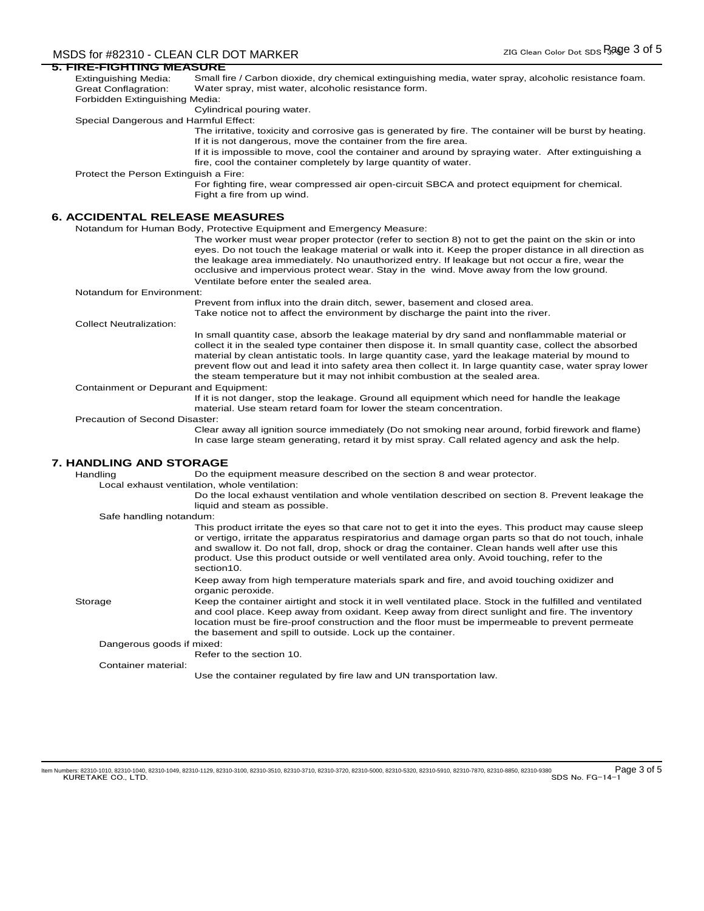## 5. FIRE-FIGHTING MEASURE

Extinguishing Media: Small fire / Carbon dioxide, dry chemical extinguishing media, water spray, alcoholic resistance foam.

Great Conflagration: Water spray, mist water, alcoholic resistance form.

Forbidden Extinguishing Media:

Cylindrical pouring water.

Special Dangerous and Harmful Effect:

The irritative, toxicity and corrosive gas is generated by fire. The container will be burst by heating. If it is not dangerous, move the container from the fire area.

If it is impossible to move, cool the container and around by spraying water. After extinguishing a fire, cool the container completely by large quantity of water.

Protect the Person Extinguish a Fire:

For fighting fire, wear compressed air open-circuit SBCA and protect equipment for chemical. Fight a fire from up wind.

## 6. ACCIDENTAL RELEASE MEASURES

Notandum for Human Body, Protective Equipment and Emergency Measure:

The worker must wear proper protector (refer to section 8) not to get the paint on the skin or into eyes. Do not touch the leakage material or walk into it. Keep the proper distance in all direction as the leakage area immediately. No unauthorized entry. If leakage but not occur a fire, wear the occlusive and impervious protect wear. Stay in the wind. Move away from the low ground. Ventilate before enter the sealed area.

Notandum for Environment:

Prevent from influx into the drain ditch, sewer, basement and closed area.
Take notice not to affect the environment by discharge the paint into the river.

Collect Neutralization:

In small quantity case, absorb the leakage material by dry sand and nonflammable material or collect it in the sealed type container then dispose it. In small quantity case, collect the absorbed material by clean antistatic tools. In large quantity case, yard the leakage material by mound to prevent flow out and lead it into safety area then collect it. In large quantity case, water spray lower the steam temperature but it may not inhibit combustion at the sealed area.

Containment or Depurant and Equipment:

If it is not danger, stop the leakage. Ground all equipment which need for handle the leakage material. Use steam retard foam for lower the steam concentration.

Precaution of Second Disaster:

Clear away all ignition source immediately (Do not smoking near around, forbid firework and flame)
In case large steam generating, retard it by mist spray. Call related agency and ask the help.

## 7. HANDLING AND STORAGE

Handling: Do the equipment measure described on the section 8 and wear protector.

Local exhaust ventilation, whole ventilation:

Do the local exhaust ventilation and whole ventilation described on section 8. Prevent leakage the liquid and steam as possible.

Safe handling notandum:

This product irritate the eyes so that care not to get it into the eyes. This product may cause sleep or vertigo, irritate the apparatus respiratorius and damage organ parts so that do not touch, inhale and swallow it. Do not fall, drop, shock or drag the container. Clean hands well after use this product. Use this product outside or well ventilated area only. Avoid touching, refer to the section10.

Keep away from high temperature materials spark and fire, and avoid touching oxidizer and organic peroxide.

Storage: Keep the container airtight and stock it in well ventilated place. Stock in the fulfilled and ventilated and cool place. Keep away from oxidant. Keep away from direct sunlight and fire. The inventory location must be fire-proof construction and the floor must be impermeable to prevent permeate the basement and spill to outside. Lock up the container.

Dangerous goods if mixed:

Refer to the section 10.

Container material:

Use the container regulated by fire law and UN transportation law.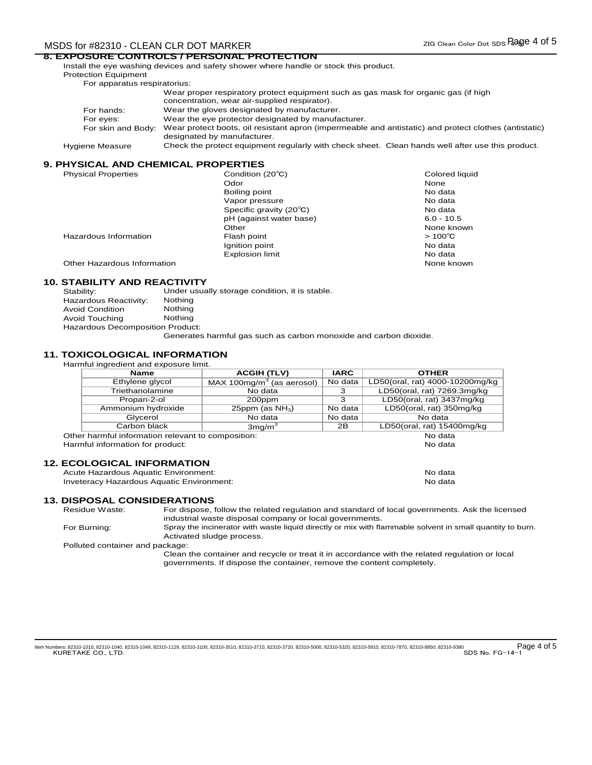## 8. EXPOSURE CONTROLS / PERSONAL PROTECTION

Install the eye washing devices and safety shower where handle or stock this product.

Protection Equipment

For apparatus respiratorius:
Wear proper respiratory protect equipment such as gas mask for organic gas (if high concentration, wear air-supplied respirator).

For hands: Wear the gloves designated by manufacturer.

For eyes: Wear the eye protector designated by manufacturer.

For skin and Body: Wear protect boots, oil resistant apron (impermeable and antistatic) and protect clothes (antistatic) designated by manufacturer.

Hygiene Measure: Check the protect equipment regularly with check sheet. Clean hands well after use this product.

## 9. PHYSICAL AND CHEMICAL PROPERTIES

| | | |
|---|---|---|
| Physical Properties | Condition (20℃) | Colored liquid |
| | Odor | None |
| | Boiling point | No data |
| | Vapor pressure | No data |
| | Specific gravity (20℃) | No data |
| | pH (against water base) | 6.0 - 10.5 |
| | Other | None known |
| Hazardous Information | Flash point | > 100℃ |
| | Ignition point | No data |
| | Explosion limit | No data |
| Other Hazardous Information | | None known |

## 10. STABILITY AND REACTIVITY

Stability: Under usually storage condition, it is stable.

Hazardous Reactivity: Nothing

Avoid Condition: Nothing

Avoid Touching: Nothing

Hazardous Decomposition Product:
Generates harmful gas such as carbon monoxide and carbon dioxide.

## 11. TOXICOLOGICAL INFORMATION

Harmful ingredient and exposure limit.

| Name | ACGIH (TLV) | IARC | OTHER |
|---|---|---|---|
| Ethylene glycol | MAX 100mg/m$^3$ (as aerosol) | No data | LD50(oral, rat) 4000-10200mg/kg |
| Triethanolamine | No data | 3 | LD50(oral, rat) 7269.3mg/kg |
| Propan-2-ol | 200ppm | 3 | LD50(oral, rat) 3437mg/kg |
| Ammonium hydroxide | 25ppm (as $NH_3$) | No data | LD50(oral, rat) 350mg/kg |
| Glycerol | No data | No data | No data |
| Carbon black | 3mg/m$^3$ | 2B | LD50(oral, rat) 15400mg/kg |

Other harmful information relevant to composition: No data

Harmful information for product: No data

## 12. ECOLOGICAL INFORMATION

Acute Hazardous Aquatic Environment: No data

Inveteracy Hazardous Aquatic Environment: No data

## 13. DISPOSAL CONSIDERATIONS

Residue Waste: For dispose, follow the related regulation and standard of local governments. Ask the licensed industrial waste disposal company or local governments.

For Burning: Spray the incinerator with waste liquid directly or mix with flammable solvent in small quantity to burn. Activated sludge process.

Polluted container and package:
Clean the container and recycle or treat it in accordance with the related regulation or local governments. If dispose the container, remove the content completely.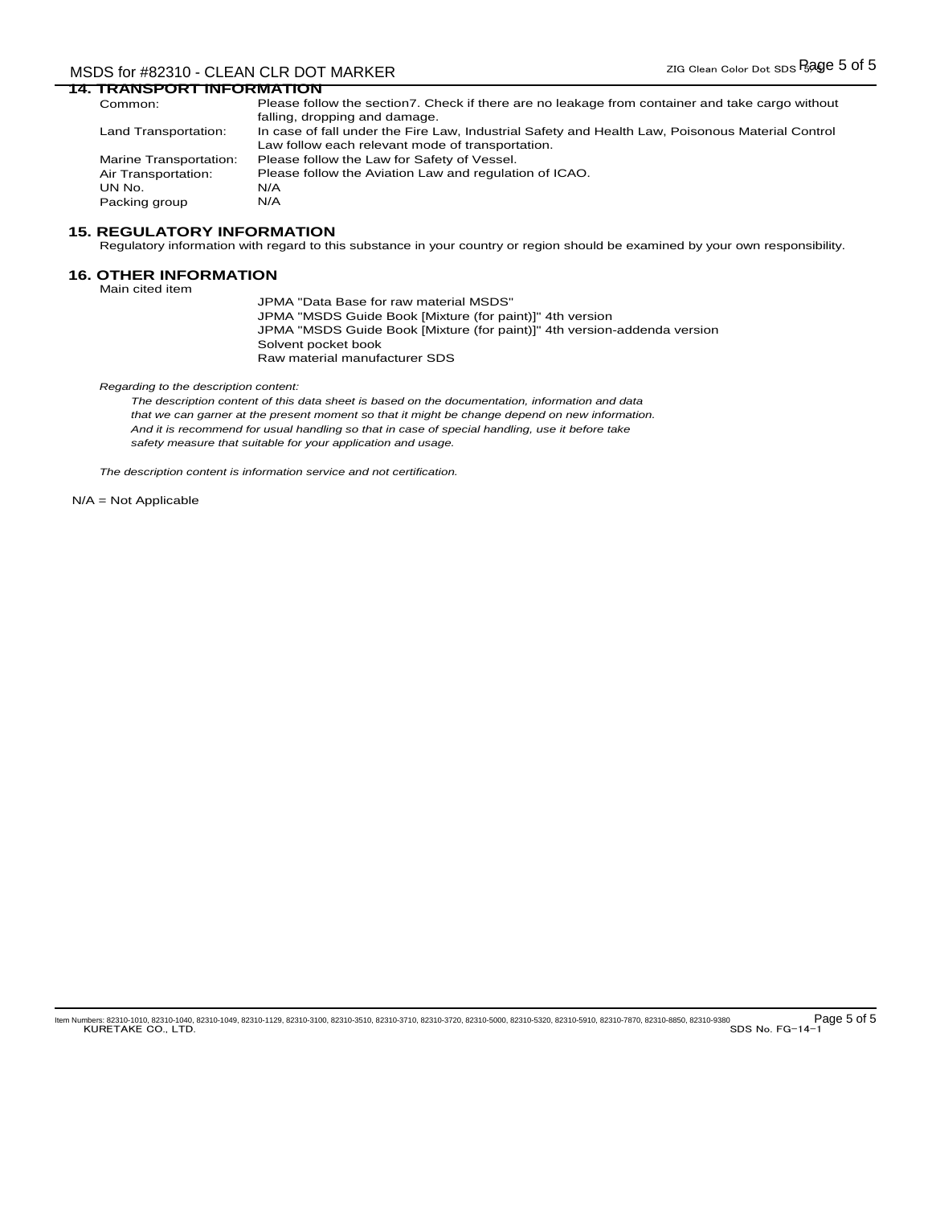## 14. TRANSPORT INFORMATION

| | |
|---|---|
| Common: | Please follow the section7. Check if there are no leakage from container and take cargo without falling, dropping and damage. |
| Land Transportation: | In case of fall under the Fire Law, Industrial Safety and Health Law, Poisonous Material Control Law follow each relevant mode of transportation. |
| Marine Transportation: | Please follow the Law for Safety of Vessel. |
| Air Transportation: | Please follow the Aviation Law and regulation of ICAO. |
| UN No. | N/A |
| Packing group | N/A |

## 15. REGULATORY INFORMATION

Regulatory information with regard to this substance in your country or region should be examined by your own responsibility.

## 16. OTHER INFORMATION

Main cited item

JPMA "Data Base for raw material MSDS"
JPMA "MSDS Guide Book [Mixture (for paint)]" 4th version
JPMA "MSDS Guide Book [Mixture (for paint)]" 4th version-addenda version
Solvent pocket book
Raw material manufacturer SDS

*Regarding to the description content:*

*The description content of this data sheet is based on the documentation, information and data that we can garner at the present moment so that it might be change depend on new information. And it is recommend for usual handling so that in case of special handling, use it before take safety measure that suitable for your application and usage.*

*The description content is information service and not certification.*

N/A = Not Applicable

Item Numbers: 82310-1010, 82310-1040, 82310-1049, 82310-1129, 82310-3100, 82310-3510, 82310-3710, 82310-3720, 82310-5000, 82310-5320, 82310-5910, 82310-7870, 82310-8850, 82310-9380

KURETAKE CO., LTD.

SDS No. FG-14-1